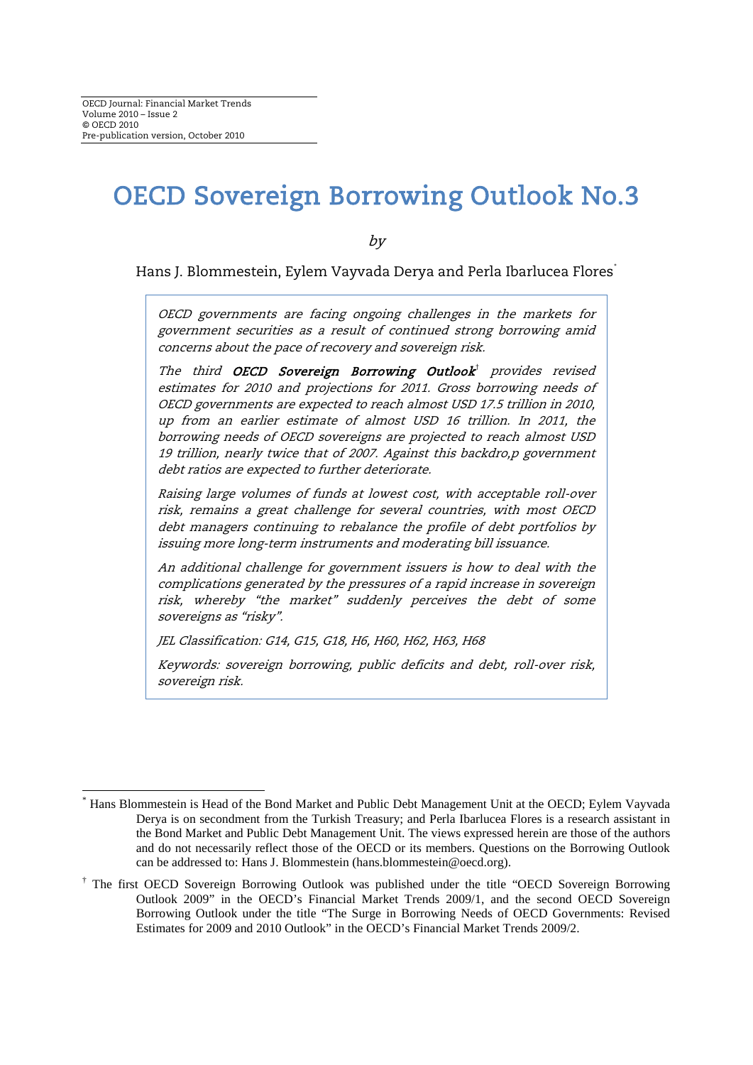OECD Journal: Financial Market Trends
Volume 2010 – Issue 2
© OECD 2010
Pre-publication version, October 2010

# OECD Sovereign Borrowing Outlook No.3

*by*

Hans J. Blommestein, Eylem Vayvada Derya and Perla Ibarlucea Flores[*]

*OECD governments are facing ongoing challenges in the markets for government securities as a result of continued strong borrowing amid concerns about the pace of recovery and sovereign risk.*

*The third **OECD Sovereign Borrowing Outlook**[†] provides revised estimates for 2010 and projections for 2011. Gross borrowing needs of OECD governments are expected to reach almost USD 17.5 trillion in 2010, up from an earlier estimate of almost USD 16 trillion. In 2011, the borrowing needs of OECD sovereigns are projected to reach almost USD 19 trillion, nearly twice that of 2007. Against this backdro,p government debt ratios are expected to further deteriorate.*

*Raising large volumes of funds at lowest cost, with acceptable roll-over risk, remains a great challenge for several countries, with most OECD debt managers continuing to rebalance the profile of debt portfolios by issuing more long-term instruments and moderating bill issuance.*

*An additional challenge for government issuers is how to deal with the complications generated by the pressures of a rapid increase in sovereign risk, whereby "the market" suddenly perceives the debt of some sovereigns as "risky".*

*JEL Classification: G14, G15, G18, H6, H60, H62, H63, H68*

*Keywords: sovereign borrowing, public deficits and debt, roll-over risk, sovereign risk.*

---

[*] Hans Blommestein is Head of the Bond Market and Public Debt Management Unit at the OECD; Eylem Vayvada Derya is on secondment from the Turkish Treasury; and Perla Ibarlucea Flores is a research assistant in the Bond Market and Public Debt Management Unit. The views expressed herein are those of the authors and do not necessarily reflect those of the OECD or its members. Questions on the Borrowing Outlook can be addressed to: Hans J. Blommestein (hans.blommestein@oecd.org).

[†] The first OECD Sovereign Borrowing Outlook was published under the title "OECD Sovereign Borrowing Outlook 2009" in the OECD's Financial Market Trends 2009/1, and the second OECD Sovereign Borrowing Outlook under the title "The Surge in Borrowing Needs of OECD Governments: Revised Estimates for 2009 and 2010 Outlook" in the OECD's Financial Market Trends 2009/2.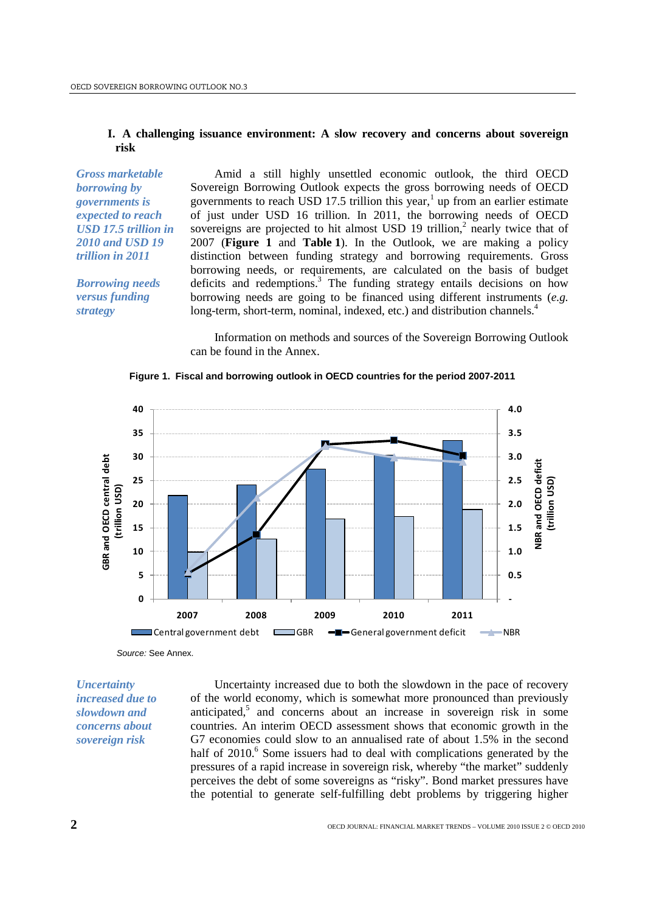## I. A challenging issuance environment: A slow recovery and concerns about sovereign risk

*Gross marketable borrowing by governments is expected to reach USD 17.5 trillion in 2010 and USD 19 trillion in 2011*

Amid a still highly unsettled economic outlook, the third OECD Sovereign Borrowing Outlook expects the gross borrowing needs of OECD governments to reach USD 17.5 trillion this year,[1] up from an earlier estimate of just under USD 16 trillion. In 2011, the borrowing needs of OECD sovereigns are projected to hit almost USD 19 trillion,[2] nearly twice that of 2007 (**Figure 1** and **Table 1**). In the Outlook, we are making a policy distinction between funding strategy and borrowing requirements. Gross borrowing needs, or requirements, are calculated on the basis of budget deficits and redemptions.[3] The funding strategy entails decisions on how borrowing needs are going to be financed using different instruments (*e.g.* long-term, short-term, nominal, indexed, etc.) and distribution channels.[4]

*Borrowing needs versus funding strategy*

Information on methods and sources of the Sovereign Borrowing Outlook can be found in the Annex.

**Figure 1. Fiscal and borrowing outlook in OECD countries for the period 2007-2011**

*Source:* See Annex.

*Uncertainty increased due to slowdown and concerns about sovereign risk*

Uncertainty increased due to both the slowdown in the pace of recovery of the world economy, which is somewhat more pronounced than previously anticipated,[5] and concerns about an increase in sovereign risk in some countries. An interim OECD assessment shows that economic growth in the G7 economies could slow to an annualised rate of about 1.5% in the second half of 2010.[6] Some issuers had to deal with complications generated by the pressures of a rapid increase in sovereign risk, whereby "the market" suddenly perceives the debt of some sovereigns as "risky". Bond market pressures have the potential to generate self-fulfilling debt problems by triggering higher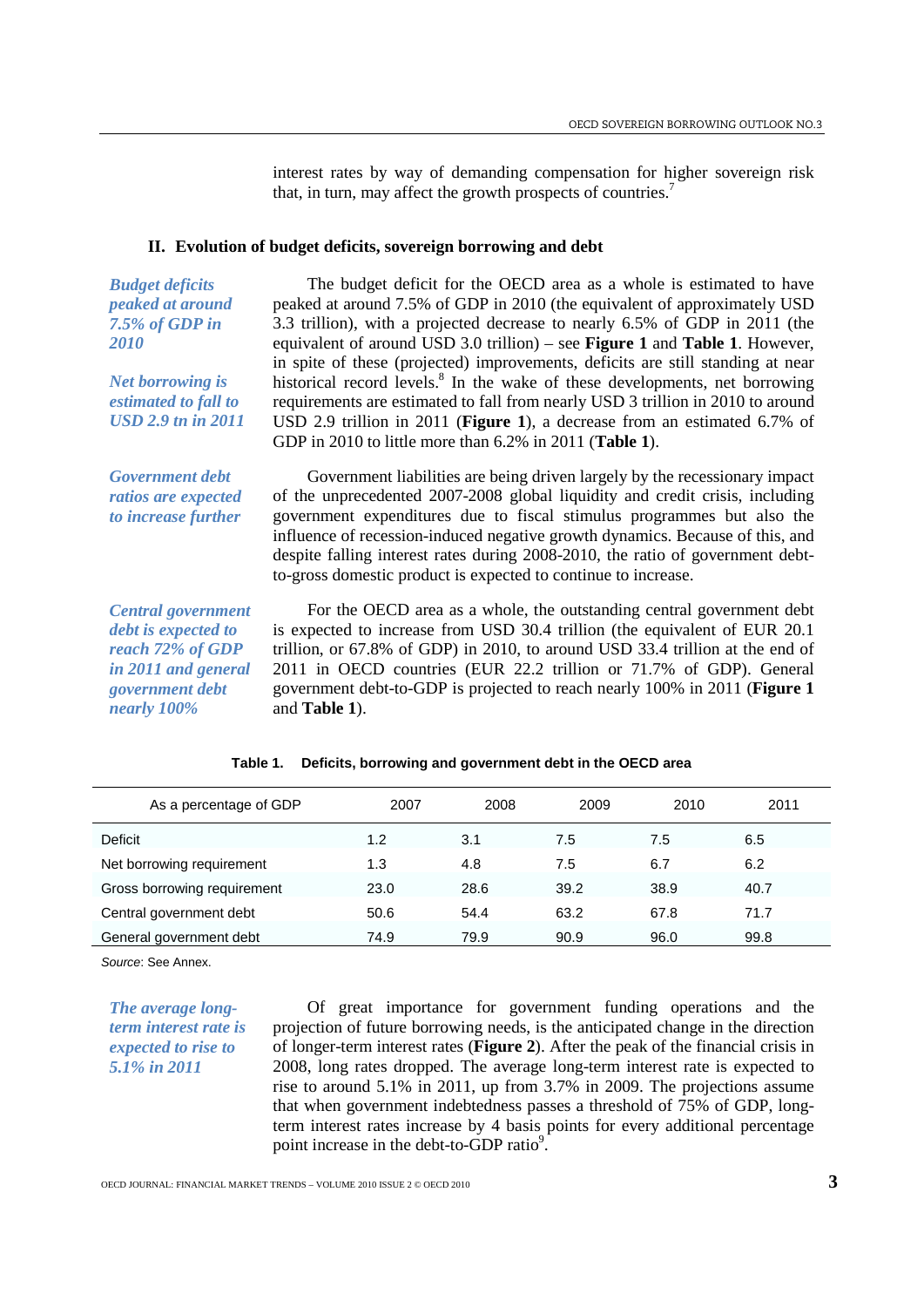interest rates by way of demanding compensation for higher sovereign risk that, in turn, may affect the growth prospects of countries.[7]

## II. Evolution of budget deficits, sovereign borrowing and debt

*Budget deficits peaked at around 7.5% of GDP in 2010*

*Net borrowing is estimated to fall to USD 2.9 tn in 2011*

The budget deficit for the OECD area as a whole is estimated to have peaked at around 7.5% of GDP in 2010 (the equivalent of approximately USD 3.3 trillion), with a projected decrease to nearly 6.5% of GDP in 2011 (the equivalent of around USD 3.0 trillion) – see **Figure 1** and **Table 1**. However, in spite of these (projected) improvements, deficits are still standing at near historical record levels.[8] In the wake of these developments, net borrowing requirements are estimated to fall from nearly USD 3 trillion in 2010 to around USD 2.9 trillion in 2011 (**Figure 1**), a decrease from an estimated 6.7% of GDP in 2010 to little more than 6.2% in 2011 (**Table 1**).

*Government debt ratios are expected to increase further*

Government liabilities are being driven largely by the recessionary impact of the unprecedented 2007-2008 global liquidity and credit crisis, including government expenditures due to fiscal stimulus programmes but also the influence of recession-induced negative growth dynamics. Because of this, and despite falling interest rates during 2008-2010, the ratio of government debt-to-gross domestic product is expected to continue to increase.

*Central government debt is expected to reach 72% of GDP in 2011 and general government debt nearly 100%*

For the OECD area as a whole, the outstanding central government debt is expected to increase from USD 30.4 trillion (the equivalent of EUR 20.1 trillion, or 67.8% of GDP) in 2010, to around USD 33.4 trillion at the end of 2011 in OECD countries (EUR 22.2 trillion or 71.7% of GDP). General government debt-to-GDP is projected to reach nearly 100% in 2011 (**Figure 1** and **Table 1**).

**Table 1. Deficits, borrowing and government debt in the OECD area**

| As a percentage of GDP | 2007 | 2008 | 2009 | 2010 | 2011 |
|---|---|---|---|---|---|
| Deficit | 1.2 | 3.1 | 7.5 | 7.5 | 6.5 |
| Net borrowing requirement | 1.3 | 4.8 | 7.5 | 6.7 | 6.2 |
| Gross borrowing requirement | 23.0 | 28.6 | 39.2 | 38.9 | 40.7 |
| Central government debt | 50.6 | 54.4 | 63.2 | 67.8 | 71.7 |
| General government debt | 74.9 | 79.9 | 90.9 | 96.0 | 99.8 |

*Source*: See Annex.

*The average long-term interest rate is expected to rise to 5.1% in 2011*

Of great importance for government funding operations and the projection of future borrowing needs, is the anticipated change in the direction of longer-term interest rates (**Figure 2**). After the peak of the financial crisis in 2008, long rates dropped. The average long-term interest rate is expected to rise to around 5.1% in 2011, up from 3.7% in 2009. The projections assume that when government indebtedness passes a threshold of 75% of GDP, long-term interest rates increase by 4 basis points for every additional percentage point increase in the debt-to-GDP ratio[9].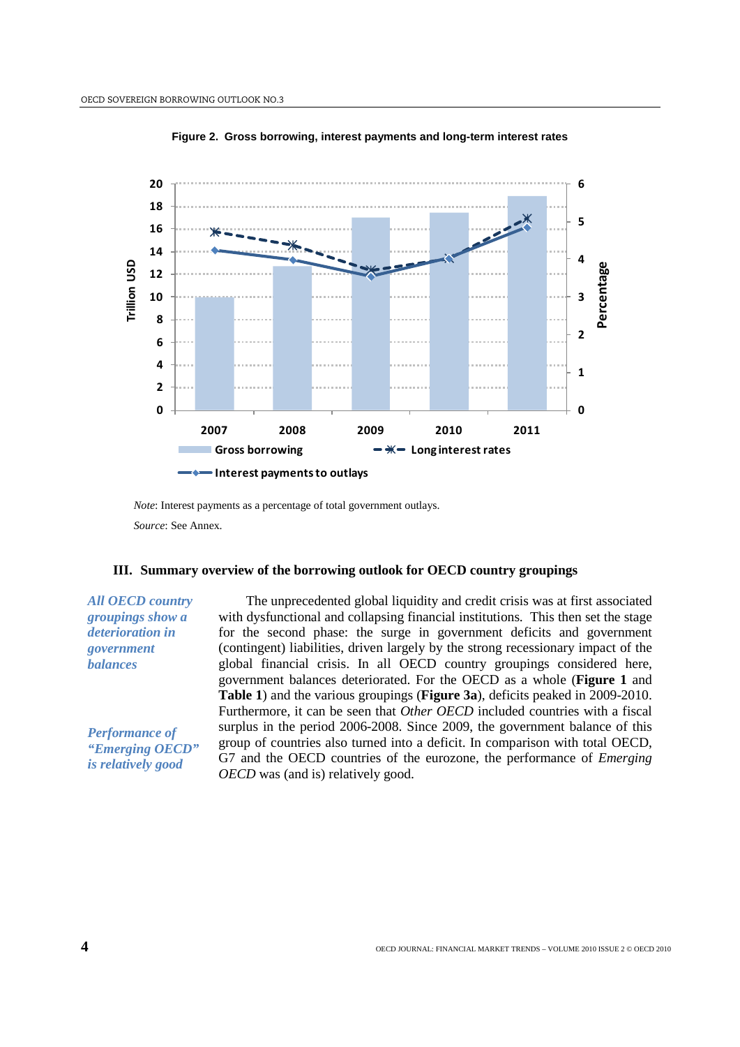**Figure 2. Gross borrowing, interest payments and long-term interest rates**

*Note*: Interest payments as a percentage of total government outlays.

*Source*: See Annex.

### III. Summary overview of the borrowing outlook for OECD country groupings

***All OECD country groupings show a deterioration in government balances***

The unprecedented global liquidity and credit crisis was at first associated with dysfunctional and collapsing financial institutions. This then set the stage for the second phase: the surge in government deficits and government (contingent) liabilities, driven largely by the strong recessionary impact of the global financial crisis. In all OECD country groupings considered here, government balances deteriorated. For the OECD as a whole (**Figure 1** and **Table 1**) and the various groupings (**Figure 3a**), deficits peaked in 2009-2010. Furthermore, it can be seen that *Other OECD* included countries with a fiscal surplus in the period 2006-2008. Since 2009, the government balance of this group of countries also turned into a deficit. In comparison with total OECD, G7 and the OECD countries of the eurozone, the performance of *Emerging OECD* was (and is) relatively good.

***Performance of "Emerging OECD" is relatively good***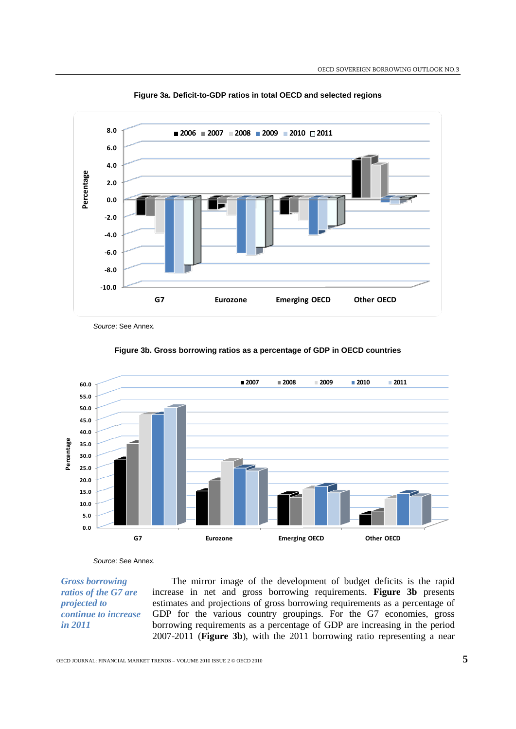**Figure 3a. Deficit-to-GDP ratios in total OECD and selected regions**

*Source*: See Annex.

**Figure 3b. Gross borrowing ratios as a percentage of GDP in OECD countries**

*Source*: See Annex.

*Gross borrowing ratios of the G7 are projected to continue to increase in 2011*

The mirror image of the development of budget deficits is the rapid increase in net and gross borrowing requirements. **Figure 3b** presents estimates and projections of gross borrowing requirements as a percentage of GDP for the various country groupings. For the G7 economies, gross borrowing requirements as a percentage of GDP are increasing in the period 2007-2011 (**Figure 3b**), with the 2011 borrowing ratio representing a near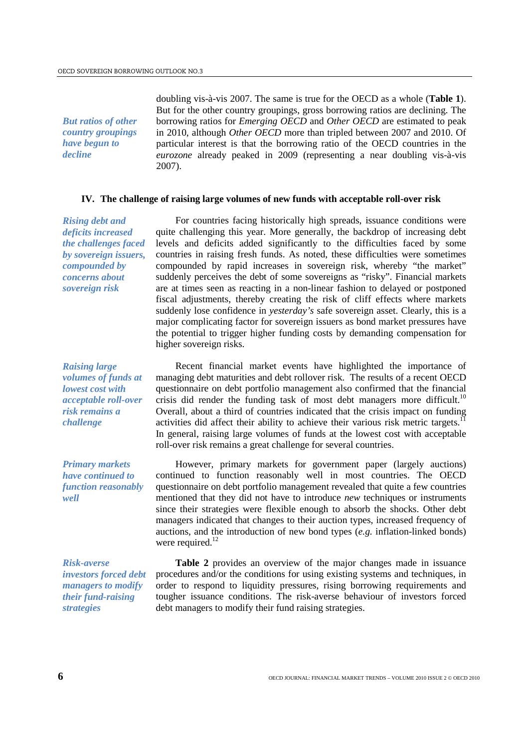*But ratios of other country groupings have begun to decline*

doubling vis-à-vis 2007. The same is true for the OECD as a whole (**Table 1**). But for the other country groupings, gross borrowing ratios are declining. The borrowing ratios for *Emerging OECD* and *Other OECD* are estimated to peak in 2010, although *Other OECD* more than tripled between 2007 and 2010. Of particular interest is that the borrowing ratio of the OECD countries in the *eurozone* already peaked in 2009 (representing a near doubling vis-à-vis 2007).

## IV. The challenge of raising large volumes of new funds with acceptable roll-over risk

*Rising debt and deficits increased the challenges faced by sovereign issuers, compounded by concerns about sovereign risk*

For countries facing historically high spreads, issuance conditions were quite challenging this year. More generally, the backdrop of increasing debt levels and deficits added significantly to the difficulties faced by some countries in raising fresh funds. As noted, these difficulties were sometimes compounded by rapid increases in sovereign risk, whereby "the market" suddenly perceives the debt of some sovereigns as "risky". Financial markets are at times seen as reacting in a non-linear fashion to delayed or postponed fiscal adjustments, thereby creating the risk of cliff effects where markets suddenly lose confidence in *yesterday's* safe sovereign asset. Clearly, this is a major complicating factor for sovereign issuers as bond market pressures have the potential to trigger higher funding costs by demanding compensation for higher sovereign risks.

*Raising large volumes of funds at lowest cost with acceptable roll-over risk remains a challenge*

Recent financial market events have highlighted the importance of managing debt maturities and debt rollover risk. The results of a recent OECD questionnaire on debt portfolio management also confirmed that the financial crisis did render the funding task of most debt managers more difficult.[10] Overall, about a third of countries indicated that the crisis impact on funding activities did affect their ability to achieve their various risk metric targets.[11] In general, raising large volumes of funds at the lowest cost with acceptable roll-over risk remains a great challenge for several countries.

*Primary markets have continued to function reasonably well*

However, primary markets for government paper (largely auctions) continued to function reasonably well in most countries. The OECD questionnaire on debt portfolio management revealed that quite a few countries mentioned that they did not have to introduce *new* techniques or instruments since their strategies were flexible enough to absorb the shocks. Other debt managers indicated that changes to their auction types, increased frequency of auctions, and the introduction of new bond types (*e.g.* inflation-linked bonds) were required.[12]

*Risk-averse investors forced debt managers to modify their fund-raising strategies*

**Table 2** provides an overview of the major changes made in issuance procedures and/or the conditions for using existing systems and techniques, in order to respond to liquidity pressures, rising borrowing requirements and tougher issuance conditions. The risk-averse behaviour of investors forced debt managers to modify their fund raising strategies.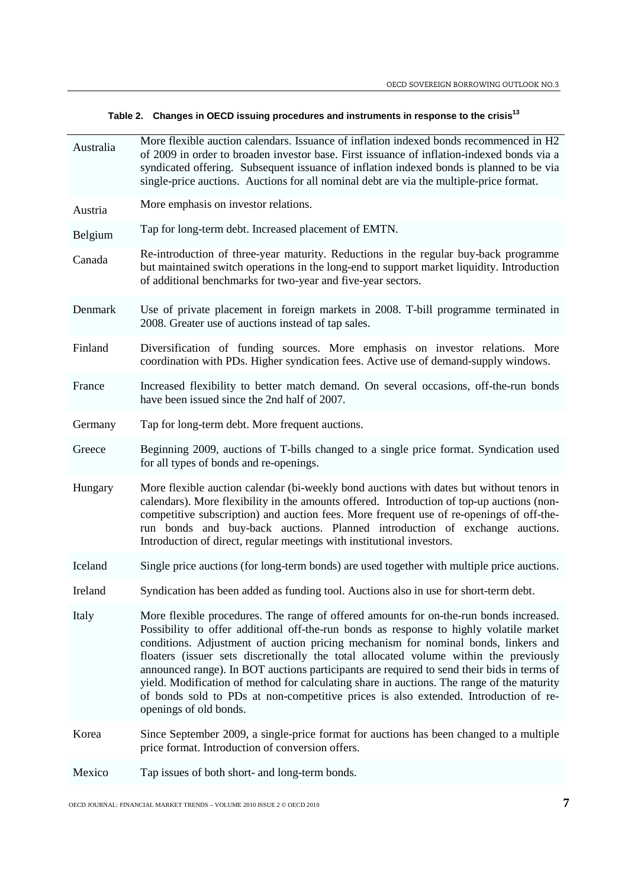**Table 2. Changes in OECD issuing procedures and instruments in response to the crisis[13]**

| Country | Changes |
|---|---|
| Australia | More flexible auction calendars. Issuance of inflation indexed bonds recommenced in H2 of 2009 in order to broaden investor base. First issuance of inflation-indexed bonds via a syndicated offering. Subsequent issuance of inflation indexed bonds is planned to be via single-price auctions. Auctions for all nominal debt are via the multiple-price format. |
| Austria | More emphasis on investor relations. |
| Belgium | Tap for long-term debt. Increased placement of EMTN. |
| Canada | Re-introduction of three-year maturity. Reductions in the regular buy-back programme but maintained switch operations in the long-end to support market liquidity. Introduction of additional benchmarks for two-year and five-year sectors. |
| Denmark | Use of private placement in foreign markets in 2008. T-bill programme terminated in 2008. Greater use of auctions instead of tap sales. |
| Finland | Diversification of funding sources. More emphasis on investor relations. More coordination with PDs. Higher syndication fees. Active use of demand-supply windows. |
| France | Increased flexibility to better match demand. On several occasions, off-the-run bonds have been issued since the 2nd half of 2007. |
| Germany | Tap for long-term debt. More frequent auctions. |
| Greece | Beginning 2009, auctions of T-bills changed to a single price format. Syndication used for all types of bonds and re-openings. |
| Hungary | More flexible auction calendar (bi-weekly bond auctions with dates but without tenors in calendars). More flexibility in the amounts offered. Introduction of top-up auctions (non-competitive subscription) and auction fees. More frequent use of re-openings of off-the-run bonds and buy-back auctions. Planned introduction of exchange auctions. Introduction of direct, regular meetings with institutional investors. |
| Iceland | Single price auctions (for long-term bonds) are used together with multiple price auctions. |
| Ireland | Syndication has been added as funding tool. Auctions also in use for short-term debt. |
| Italy | More flexible procedures. The range of offered amounts for on-the-run bonds increased. Possibility to offer additional off-the-run bonds as response to highly volatile market conditions. Adjustment of auction pricing mechanism for nominal bonds, linkers and floaters (issuer sets discretionally the total allocated volume within the previously announced range). In BOT auctions participants are required to send their bids in terms of yield. Modification of method for calculating share in auctions. The range of the maturity of bonds sold to PDs at non-competitive prices is also extended. Introduction of re-openings of old bonds. |
| Korea | Since September 2009, a single-price format for auctions has been changed to a multiple price format. Introduction of conversion offers. |
| Mexico | Tap issues of both short- and long-term bonds. |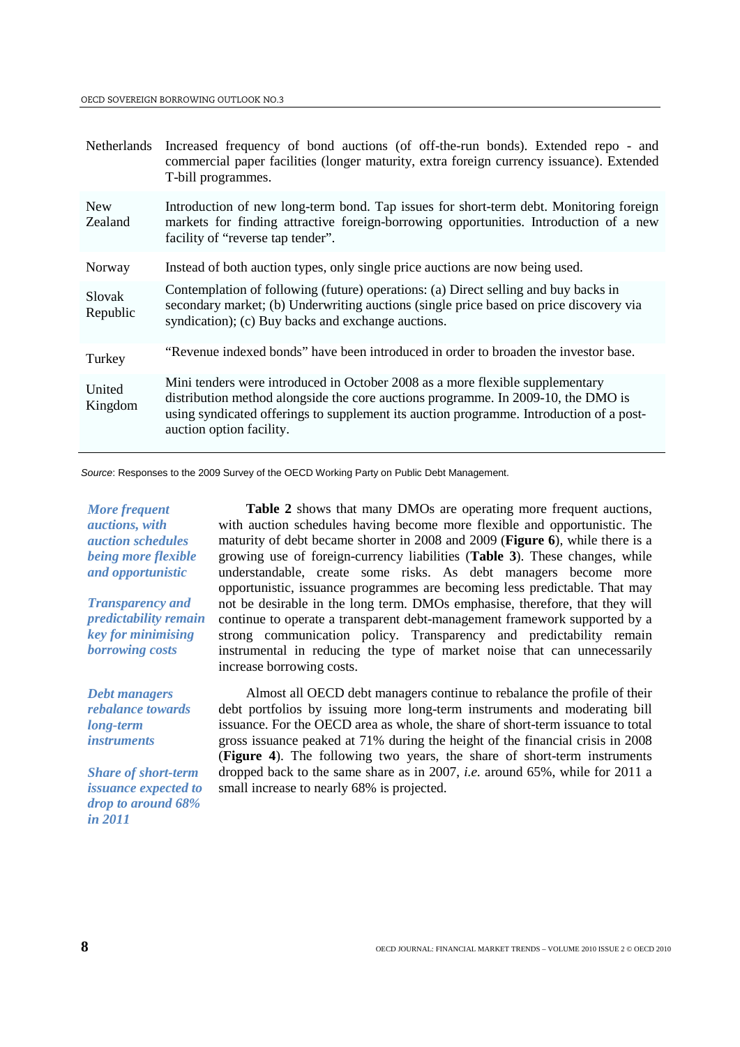| | |
|---|---|
| Netherlands | Increased frequency of bond auctions (of off-the-run bonds). Extended repo - and commercial paper facilities (longer maturity, extra foreign currency issuance). Extended T-bill programmes. |
| New Zealand | Introduction of new long-term bond. Tap issues for short-term debt. Monitoring foreign markets for finding attractive foreign-borrowing opportunities. Introduction of a new facility of "reverse tap tender". |
| Norway | Instead of both auction types, only single price auctions are now being used. |
| Slovak Republic | Contemplation of following (future) operations: (a) Direct selling and buy backs in secondary market; (b) Underwriting auctions (single price based on price discovery via syndication); (c) Buy backs and exchange auctions. |
| Turkey | "Revenue indexed bonds" have been introduced in order to broaden the investor base. |
| United Kingdom | Mini tenders were introduced in October 2008 as a more flexible supplementary distribution method alongside the core auctions programme. In 2009-10, the DMO is using syndicated offerings to supplement its auction programme. Introduction of a post-auction option facility. |

*Source*: Responses to the 2009 Survey of the OECD Working Party on Public Debt Management.

***More frequent auctions, with auction schedules being more flexible and opportunistic***

***Transparency and predictability remain key for minimising borrowing costs***

**Table 2** shows that many DMOs are operating more frequent auctions, with auction schedules having become more flexible and opportunistic. The maturity of debt became shorter in 2008 and 2009 (**Figure 6**), while there is a growing use of foreign-currency liabilities (**Table 3**). These changes, while understandable, create some risks. As debt managers become more opportunistic, issuance programmes are becoming less predictable. That may not be desirable in the long term. DMOs emphasise, therefore, that they will continue to operate a transparent debt-management framework supported by a strong communication policy. Transparency and predictability remain instrumental in reducing the type of market noise that can unnecessarily increase borrowing costs.

***Debt managers rebalance towards long-term instruments***

***Share of short-term issuance expected to drop to around 68% in 2011***

Almost all OECD debt managers continue to rebalance the profile of their debt portfolios by issuing more long-term instruments and moderating bill issuance. For the OECD area as whole, the share of short-term issuance to total gross issuance peaked at 71% during the height of the financial crisis in 2008 (**Figure 4**). The following two years, the share of short-term instruments dropped back to the same share as in 2007, *i.e.* around 65%, while for 2011 a small increase to nearly 68% is projected.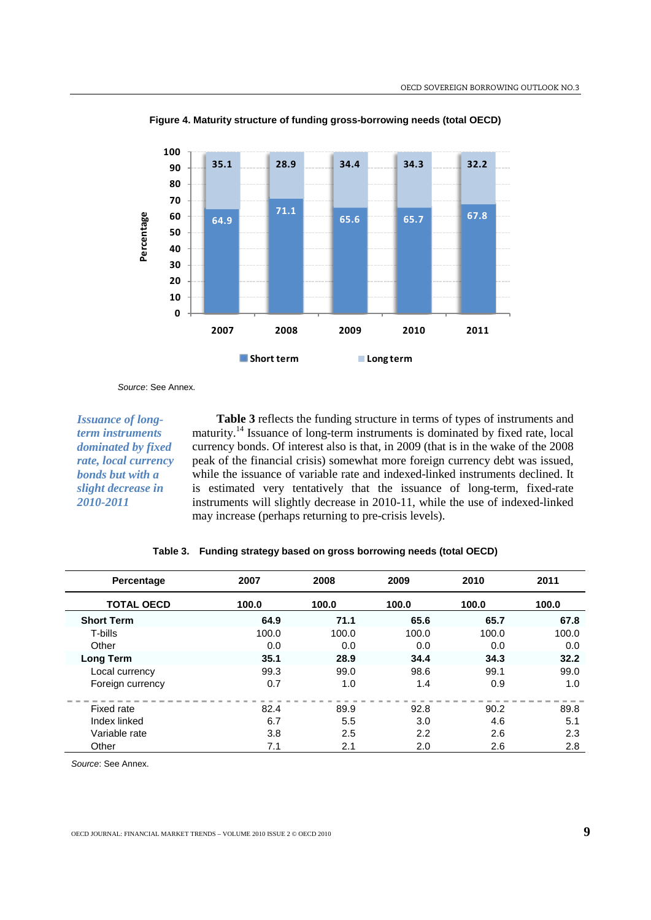**Figure 4. Maturity structure of funding gross-borrowing needs (total OECD)**

| Percentage | 2007 | 2008 | 2009 | 2010 | 2011 |
|---|---|---|---|---|---|
| Short term | 64.9 | 71.1 | 65.6 | 65.7 | 67.8 |
| Long term | 35.1 | 28.9 | 34.4 | 34.3 | 32.2 |

*Source*: See Annex.

*Issuance of long-term instruments dominated by fixed rate, local currency bonds but with a slight decrease in 2010-2011*

**Table 3** reflects the funding structure in terms of types of instruments and maturity.[14] Issuance of long-term instruments is dominated by fixed rate, local currency bonds. Of interest also is that, in 2009 (that is in the wake of the 2008 peak of the financial crisis) somewhat more foreign currency debt was issued, while the issuance of variable rate and indexed-linked instruments declined. It is estimated very tentatively that the issuance of long-term, fixed-rate instruments will slightly decrease in 2010-11, while the use of indexed-linked may increase (perhaps returning to pre-crisis levels).

**Table 3. Funding strategy based on gross borrowing needs (total OECD)**

| Percentage | 2007 | 2008 | 2009 | 2010 | 2011 |
|---|---|---|---|---|---|
| **TOTAL OECD** | **100.0** | **100.0** | **100.0** | **100.0** | **100.0** |
| **Short Term** | **64.9** | **71.1** | **65.6** | **65.7** | **67.8** |
| T-bills | 100.0 | 100.0 | 100.0 | 100.0 | 100.0 |
| Other | 0.0 | 0.0 | 0.0 | 0.0 | 0.0 |
| **Long Term** | **35.1** | **28.9** | **34.4** | **34.3** | **32.2** |
| Local currency | 99.3 | 99.0 | 98.6 | 99.1 | 99.0 |
| Foreign currency | 0.7 | 1.0 | 1.4 | 0.9 | 1.0 |
| Fixed rate | 82.4 | 89.9 | 92.8 | 90.2 | 89.8 |
| Index linked | 6.7 | 5.5 | 3.0 | 4.6 | 5.1 |
| Variable rate | 3.8 | 2.5 | 2.2 | 2.6 | 2.3 |
| Other | 7.1 | 2.1 | 2.0 | 2.6 | 2.8 |

*Source*: See Annex.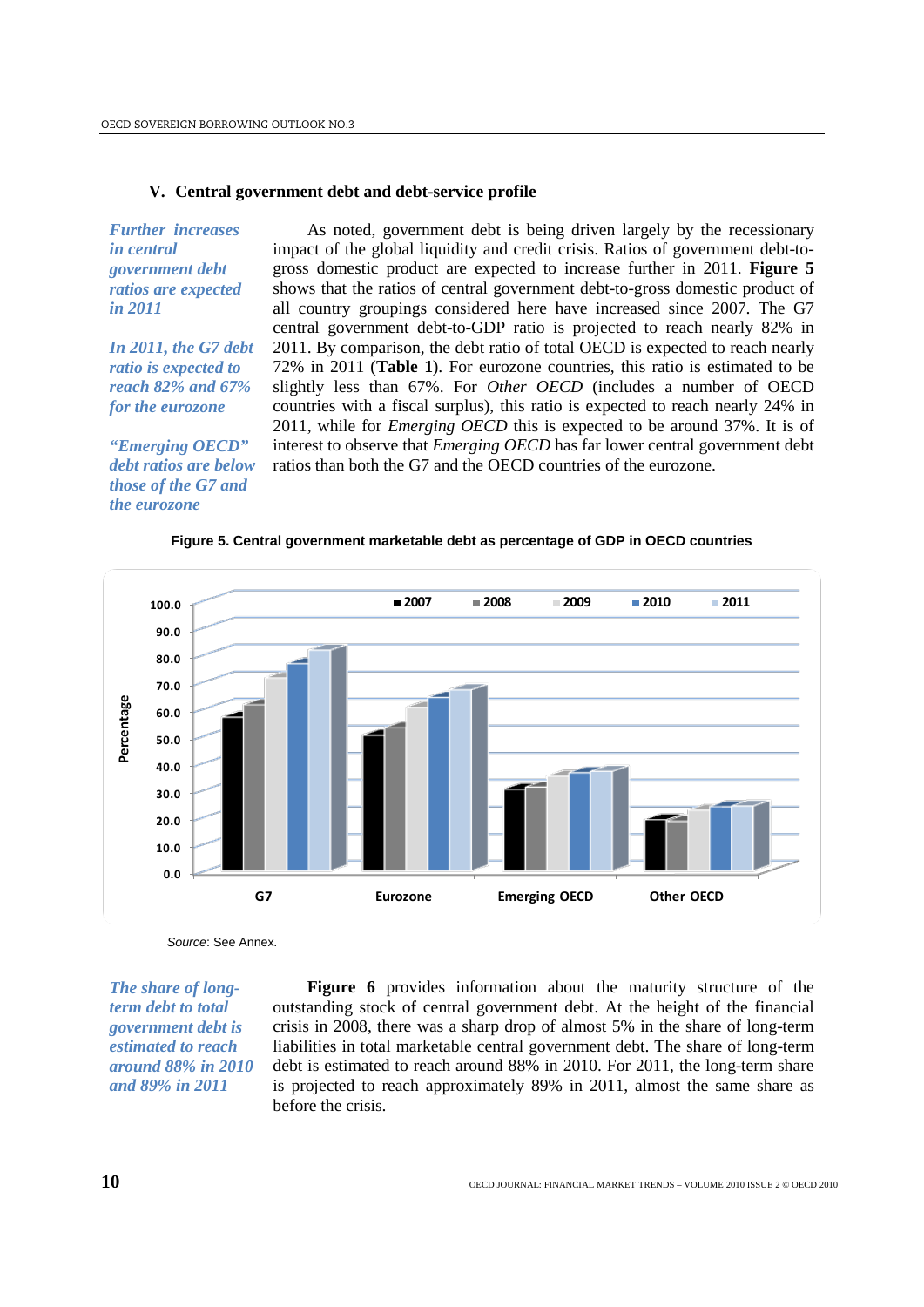## V. Central government debt and debt-service profile

*Further increases in central government debt ratios are expected in 2011*

As noted, government debt is being driven largely by the recessionary impact of the global liquidity and credit crisis. Ratios of government debt-to-gross domestic product are expected to increase further in 2011. **Figure 5** shows that the ratios of central government debt-to-gross domestic product of all country groupings considered here have increased since 2007. The G7 central government debt-to-GDP ratio is projected to reach nearly 82% in 2011. By comparison, the debt ratio of total OECD is expected to reach nearly 72% in 2011 (**Table 1**). For eurozone countries, this ratio is estimated to be slightly less than 67%. For *Other OECD* (includes a number of OECD countries with a fiscal surplus), this ratio is expected to reach nearly 24% in 2011, while for *Emerging OECD* this is expected to be around 37%. It is of interest to observe that *Emerging OECD* has far lower central government debt ratios than both the G7 and the OECD countries of the eurozone.

*In 2011, the G7 debt ratio is expected to reach 82% and 67% for the eurozone*

*"Emerging OECD" debt ratios are below those of the G7 and the eurozone*

**Figure 5. Central government marketable debt as percentage of GDP in OECD countries**

*Source*: See Annex.

*The share of long-term debt to total government debt is estimated to reach around 88% in 2010 and 89% in 2011*

**Figure 6** provides information about the maturity structure of the outstanding stock of central government debt. At the height of the financial crisis in 2008, there was a sharp drop of almost 5% in the share of long-term liabilities in total marketable central government debt. The share of long-term debt is estimated to reach around 88% in 2010. For 2011, the long-term share is projected to reach approximately 89% in 2011, almost the same share as before the crisis.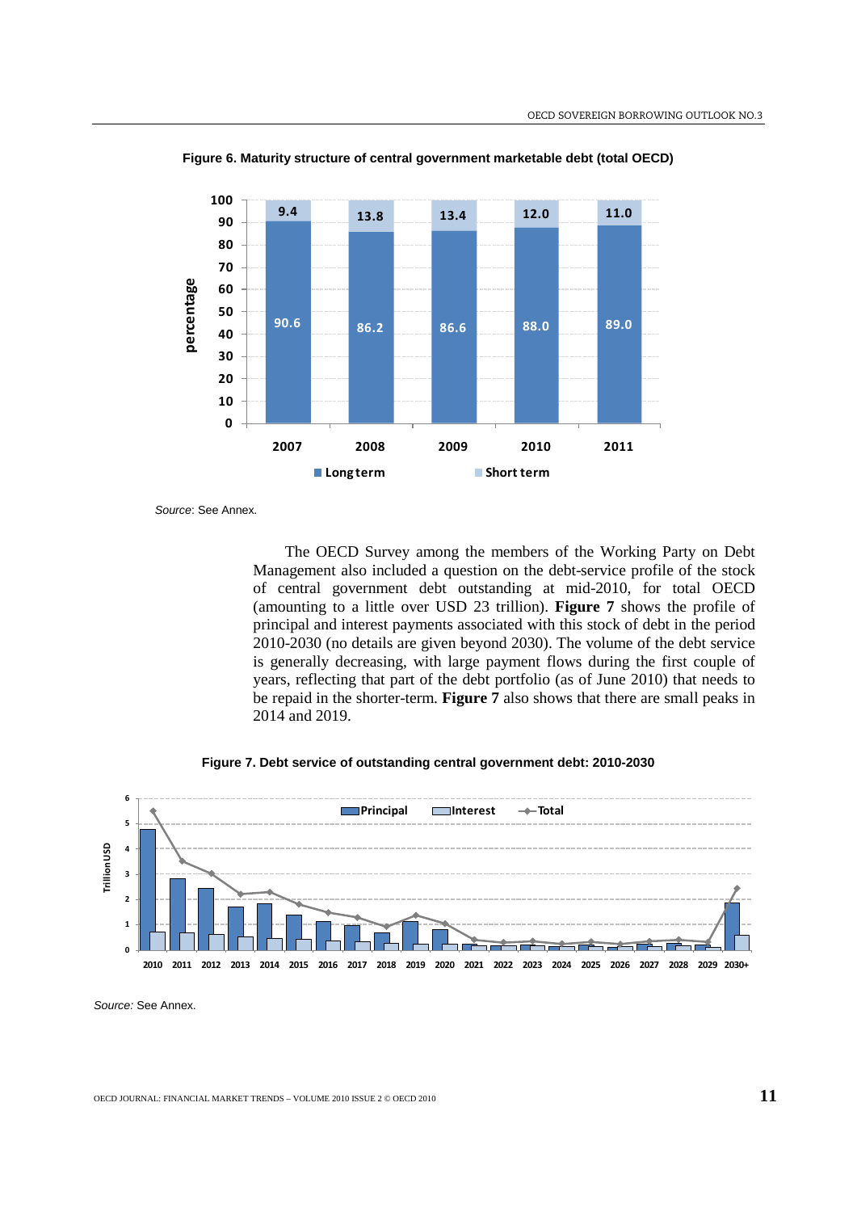**Figure 6. Maturity structure of central government marketable debt (total OECD)**

| | 2007 | 2008 | 2009 | 2010 | 2011 |
|---|---|---|---|---|---|
| Long term | 90.6 | 86.2 | 86.6 | 88.0 | 89.0 |
| Short term | 9.4 | 13.8 | 13.4 | 12.0 | 11.0 |

*Source*: See Annex.

The OECD Survey among the members of the Working Party on Debt Management also included a question on the debt-service profile of the stock of central government debt outstanding at mid-2010, for total OECD (amounting to a little over USD 23 trillion). **Figure 7** shows the profile of principal and interest payments associated with this stock of debt in the period 2010-2030 (no details are given beyond 2030). The volume of the debt service is generally decreasing, with large payment flows during the first couple of years, reflecting that part of the debt portfolio (as of June 2010) that needs to be repaid in the shorter-term. **Figure 7** also shows that there are small peaks in 2014 and 2019.

**Figure 7. Debt service of outstanding central government debt: 2010-2030**

*Source:* See Annex.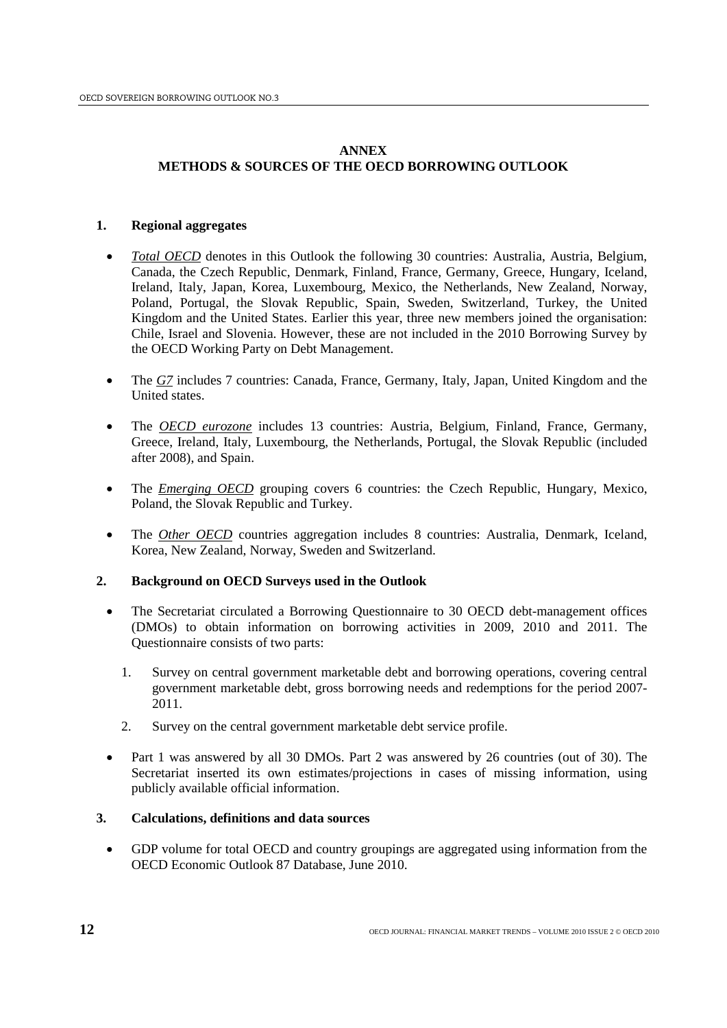# ANNEX
# METHODS & SOURCES OF THE OECD BORROWING OUTLOOK

## 1. Regional aggregates

- *Total OECD* denotes in this Outlook the following 30 countries: Australia, Austria, Belgium, Canada, the Czech Republic, Denmark, Finland, France, Germany, Greece, Hungary, Iceland, Ireland, Italy, Japan, Korea, Luxembourg, Mexico, the Netherlands, New Zealand, Norway, Poland, Portugal, the Slovak Republic, Spain, Sweden, Switzerland, Turkey, the United Kingdom and the United States. Earlier this year, three new members joined the organisation: Chile, Israel and Slovenia. However, these are not included in the 2010 Borrowing Survey by the OECD Working Party on Debt Management.
- The *G7* includes 7 countries: Canada, France, Germany, Italy, Japan, United Kingdom and the United states.
- The *OECD eurozone* includes 13 countries: Austria, Belgium, Finland, France, Germany, Greece, Ireland, Italy, Luxembourg, the Netherlands, Portugal, the Slovak Republic (included after 2008), and Spain.
- The *Emerging OECD* grouping covers 6 countries: the Czech Republic, Hungary, Mexico, Poland, the Slovak Republic and Turkey.
- The *Other OECD* countries aggregation includes 8 countries: Australia, Denmark, Iceland, Korea, New Zealand, Norway, Sweden and Switzerland.

## 2. Background on OECD Surveys used in the Outlook

- The Secretariat circulated a Borrowing Questionnaire to 30 OECD debt-management offices (DMOs) to obtain information on borrowing activities in 2009, 2010 and 2011. The Questionnaire consists of two parts:
  1. Survey on central government marketable debt and borrowing operations, covering central government marketable debt, gross borrowing needs and redemptions for the period 2007-2011.
  2. Survey on the central government marketable debt service profile.
- Part 1 was answered by all 30 DMOs. Part 2 was answered by 26 countries (out of 30). The Secretariat inserted its own estimates/projections in cases of missing information, using publicly available official information.

## 3. Calculations, definitions and data sources

- GDP volume for total OECD and country groupings are aggregated using information from the OECD Economic Outlook 87 Database, June 2010.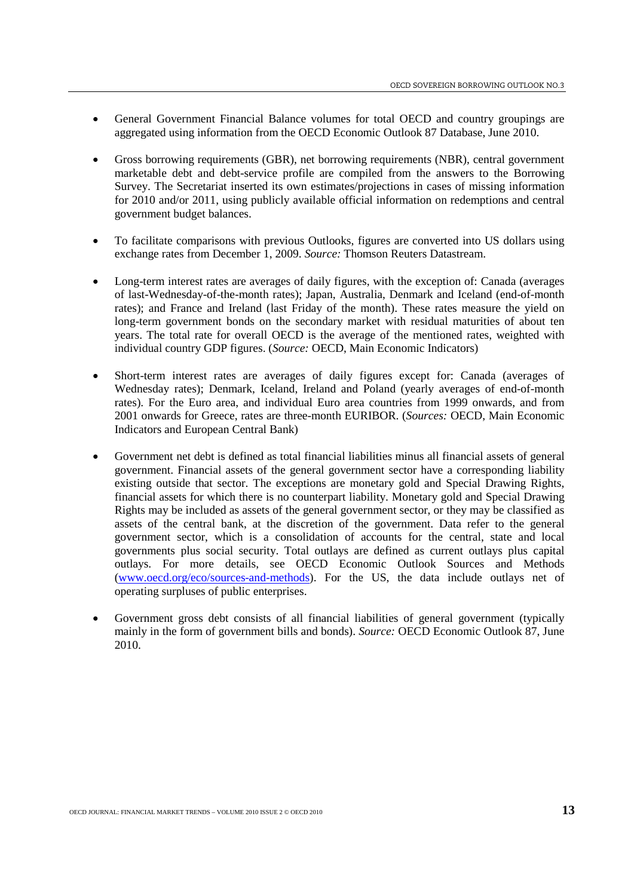- General Government Financial Balance volumes for total OECD and country groupings are aggregated using information from the OECD Economic Outlook 87 Database, June 2010.

- Gross borrowing requirements (GBR), net borrowing requirements (NBR), central government marketable debt and debt-service profile are compiled from the answers to the Borrowing Survey. The Secretariat inserted its own estimates/projections in cases of missing information for 2010 and/or 2011, using publicly available official information on redemptions and central government budget balances.

- To facilitate comparisons with previous Outlooks, figures are converted into US dollars using exchange rates from December 1, 2009. *Source:* Thomson Reuters Datastream.

- Long-term interest rates are averages of daily figures, with the exception of: Canada (averages of last-Wednesday-of-the-month rates); Japan, Australia, Denmark and Iceland (end-of-month rates); and France and Ireland (last Friday of the month). These rates measure the yield on long-term government bonds on the secondary market with residual maturities of about ten years. The total rate for overall OECD is the average of the mentioned rates, weighted with individual country GDP figures. (*Source:* OECD, Main Economic Indicators)

- Short-term interest rates are averages of daily figures except for: Canada (averages of Wednesday rates); Denmark, Iceland, Ireland and Poland (yearly averages of end-of-month rates). For the Euro area, and individual Euro area countries from 1999 onwards, and from 2001 onwards for Greece, rates are three-month EURIBOR. (*Sources:* OECD, Main Economic Indicators and European Central Bank)

- Government net debt is defined as total financial liabilities minus all financial assets of general government. Financial assets of the general government sector have a corresponding liability existing outside that sector. The exceptions are monetary gold and Special Drawing Rights, financial assets for which there is no counterpart liability. Monetary gold and Special Drawing Rights may be included as assets of the general government sector, or they may be classified as assets of the central bank, at the discretion of the government. Data refer to the general government sector, which is a consolidation of accounts for the central, state and local governments plus social security. Total outlays are defined as current outlays plus capital outlays. For more details, see OECD Economic Outlook Sources and Methods ([www.oecd.org/eco/sources-and-methods](http://www.oecd.org/eco/sources-and-methods)). For the US, the data include outlays net of operating surpluses of public enterprises.

- Government gross debt consists of all financial liabilities of general government (typically mainly in the form of government bills and bonds). *Source:* OECD Economic Outlook 87, June 2010.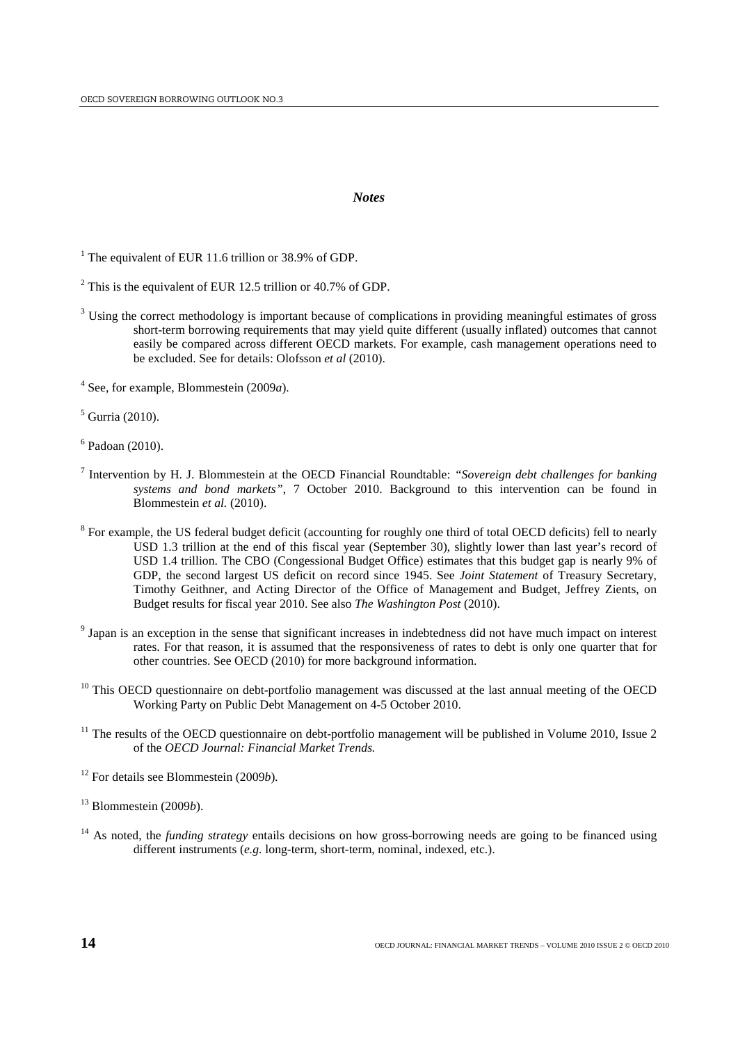### *Notes*

[1] The equivalent of EUR 11.6 trillion or 38.9% of GDP.

[2] This is the equivalent of EUR 12.5 trillion or 40.7% of GDP.

[3] Using the correct methodology is important because of complications in providing meaningful estimates of gross short-term borrowing requirements that may yield quite different (usually inflated) outcomes that cannot easily be compared across different OECD markets. For example, cash management operations need to be excluded. See for details: Olofsson *et al* (2010).

[4] See, for example, Blommestein (2009*a*).

[5] Gurria (2010).

[6] Padoan (2010).

[7] Intervention by H. J. Blommestein at the OECD Financial Roundtable: *"Sovereign debt challenges for banking systems and bond markets"*, 7 October 2010. Background to this intervention can be found in Blommestein *et al.* (2010).

[8] For example, the US federal budget deficit (accounting for roughly one third of total OECD deficits) fell to nearly USD 1.3 trillion at the end of this fiscal year (September 30), slightly lower than last year's record of USD 1.4 trillion. The CBO (Congessional Budget Office) estimates that this budget gap is nearly 9% of GDP, the second largest US deficit on record since 1945. See *Joint Statement* of Treasury Secretary, Timothy Geithner, and Acting Director of the Office of Management and Budget, Jeffrey Zients, on Budget results for fiscal year 2010. See also *The Washington Post* (2010).

[9] Japan is an exception in the sense that significant increases in indebtedness did not have much impact on interest rates. For that reason, it is assumed that the responsiveness of rates to debt is only one quarter that for other countries. See OECD (2010) for more background information.

[10] This OECD questionnaire on debt-portfolio management was discussed at the last annual meeting of the OECD Working Party on Public Debt Management on 4-5 October 2010.

[11] The results of the OECD questionnaire on debt-portfolio management will be published in Volume 2010, Issue 2 of the *OECD Journal: Financial Market Trends.*

[12] For details see Blommestein (2009*b*)*.*

[13] Blommestein (2009*b*).

[14] As noted, the *funding strategy* entails decisions on how gross-borrowing needs are going to be financed using different instruments (*e.g.* long-term, short-term, nominal, indexed, etc.).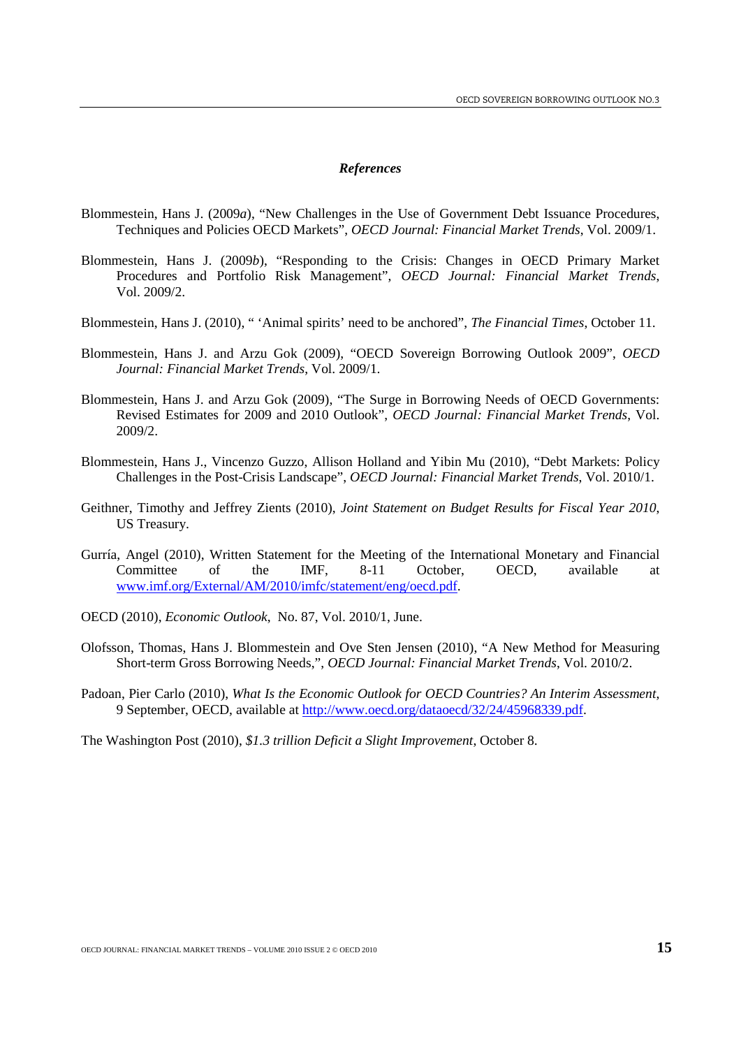### *References*

Blommestein, Hans J. (2009*a*), "New Challenges in the Use of Government Debt Issuance Procedures, Techniques and Policies OECD Markets", *OECD Journal: Financial Market Trends*, Vol. 2009/1.

Blommestein, Hans J. (2009*b*), "Responding to the Crisis: Changes in OECD Primary Market Procedures and Portfolio Risk Management", *OECD Journal: Financial Market Trends*, Vol. 2009/2.

Blommestein, Hans J. (2010), " 'Animal spirits' need to be anchored", *The Financial Times*, October 11.

Blommestein, Hans J. and Arzu Gok (2009), "OECD Sovereign Borrowing Outlook 2009", *OECD Journal: Financial Market Trends*, Vol. 2009/1.

Blommestein, Hans J. and Arzu Gok (2009), "The Surge in Borrowing Needs of OECD Governments: Revised Estimates for 2009 and 2010 Outlook", *OECD Journal: Financial Market Trends*, Vol. 2009/2.

Blommestein, Hans J., Vincenzo Guzzo, Allison Holland and Yibin Mu (2010), "Debt Markets: Policy Challenges in the Post-Crisis Landscape", *OECD Journal: Financial Market Trends*, Vol. 2010/1.

Geithner, Timothy and Jeffrey Zients (2010), *Joint Statement on Budget Results for Fiscal Year 2010*, US Treasury.

Gurría, Angel (2010), Written Statement for the Meeting of the International Monetary and Financial Committee of the IMF, 8-11 October, OECD, available at www.imf.org/External/AM/2010/imfc/statement/eng/oecd.pdf.

OECD (2010), *Economic Outlook*, No. 87, Vol. 2010/1, June.

Olofsson, Thomas, Hans J. Blommestein and Ove Sten Jensen (2010), "A New Method for Measuring Short-term Gross Borrowing Needs,", *OECD Journal: Financial Market Trends*, Vol. 2010/2.

Padoan, Pier Carlo (2010), *What Is the Economic Outlook for OECD Countries? An Interim Assessment*, 9 September, OECD, available at http://www.oecd.org/dataoecd/32/24/45968339.pdf.

The Washington Post (2010), *$1.3 trillion Deficit a Slight Improvement*, October 8.